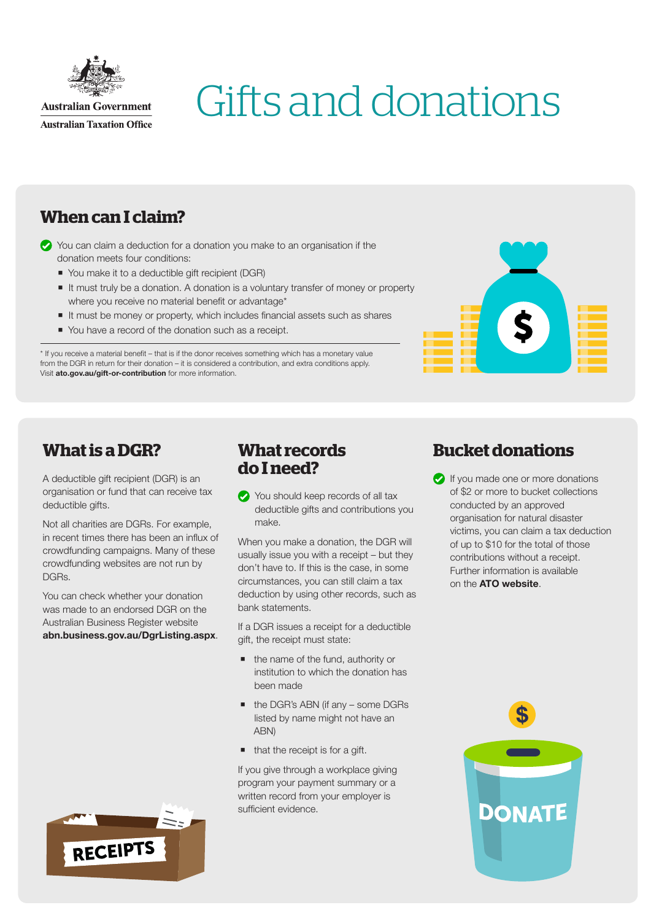Australian Government
Australian Taxation Office

# Gifts and donations

## When can I claim?

- You can claim a deduction for a donation you make to an organisation if the donation meets four conditions:
  - You make it to a deductible gift recipient (DGR)
  - It must truly be a donation. A donation is a voluntary transfer of money or property where you receive no material benefit or advantage*
  - It must be money or property, which includes financial assets such as shares
  - You have a record of the donation such as a receipt.

* If you receive a material benefit – that is if the donor receives something which has a monetary value from the DGR in return for their donation – it is considered a contribution, and extra conditions apply. Visit **ato.gov.au/gift-or-contribution** for more information.

## What is a DGR?

A deductible gift recipient (DGR) is an organisation or fund that can receive tax deductible gifts.

Not all charities are DGRs. For example, in recent times there has been an influx of crowdfunding campaigns. Many of these crowdfunding websites are not run by DGRs.

You can check whether your donation was made to an endorsed DGR on the Australian Business Register website **abn.business.gov.au/DgrListing.aspx**.

## What records do I need?

- You should keep records of all tax deductible gifts and contributions you make.

When you make a donation, the DGR will usually issue you with a receipt – but they don't have to. If this is the case, in some circumstances, you can still claim a tax deduction by using other records, such as bank statements.

If a DGR issues a receipt for a deductible gift, the receipt must state:

- the name of the fund, authority or institution to which the donation has been made
- the DGR's ABN (if any – some DGRs listed by name might not have an ABN)
- that the receipt is for a gift.

If you give through a workplace giving program your payment summary or a written record from your employer is sufficient evidence.

## Bucket donations

- If you made one or more donations of $2 or more to bucket collections conducted by an approved organisation for natural disaster victims, you can claim a tax deduction of up to $10 for the total of those contributions without a receipt. Further information is available on the **ATO website**.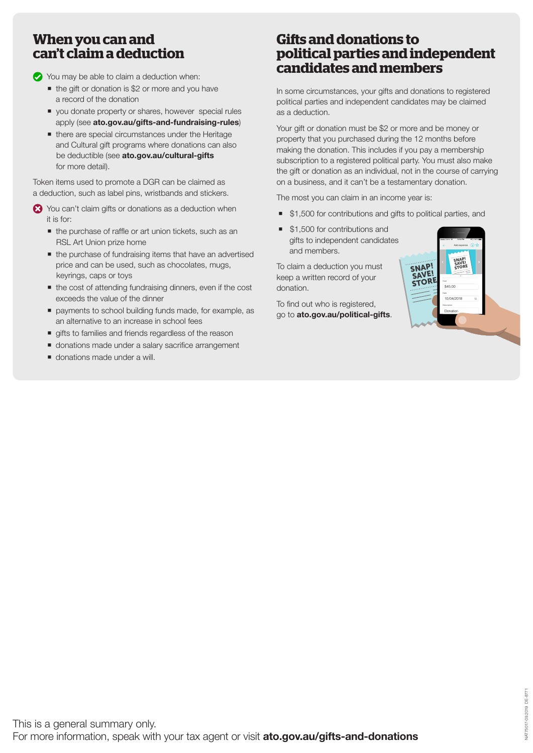## When you can and can't claim a deduction

You may be able to claim a deduction when:

- the gift or donation is $2 or more and you have a record of the donation
- you donate property or shares, however special rules apply (see **ato.gov.au/gifts-and-fundraising-rules**)
- there are special circumstances under the Heritage and Cultural gift programs where donations can also be deductible (see **ato.gov.au/cultural-gifts** for more detail).

Token items used to promote a DGR can be claimed as a deduction, such as label pins, wristbands and stickers.

You can't claim gifts or donations as a deduction when it is for:

- the purchase of raffle or art union tickets, such as an RSL Art Union prize home
- the purchase of fundraising items that have an advertised price and can be used, such as chocolates, mugs, keyrings, caps or toys
- the cost of attending fundraising dinners, even if the cost exceeds the value of the dinner
- payments to school building funds made, for example, as an alternative to an increase in school fees
- gifts to families and friends regardless of the reason
- donations made under a salary sacrifice arrangement
- donations made under a will.

## Gifts and donations to political parties and independent candidates and members

In some circumstances, your gifts and donations to registered political parties and independent candidates may be claimed as a deduction.

Your gift or donation must be $2 or more and be money or property that you purchased during the 12 months before making the donation. This includes if you pay a membership subscription to a registered political party. You must also make the gift or donation as an individual, not in the course of carrying on a business, and it can't be a testamentary donation.

The most you can claim in an income year is:

- $1,500 for contributions and gifts to political parties, and
- $1,500 for contributions and gifts to independent candidates and members.

To claim a deduction you must keep a written record of your donation.

To find out who is registered, go to **ato.gov.au/political-gifts**.

This is a general summary only.
For more information, speak with your tax agent or visit **ato.gov.au/gifts-and-donations**

NAT75017-09.2019 DE-8771